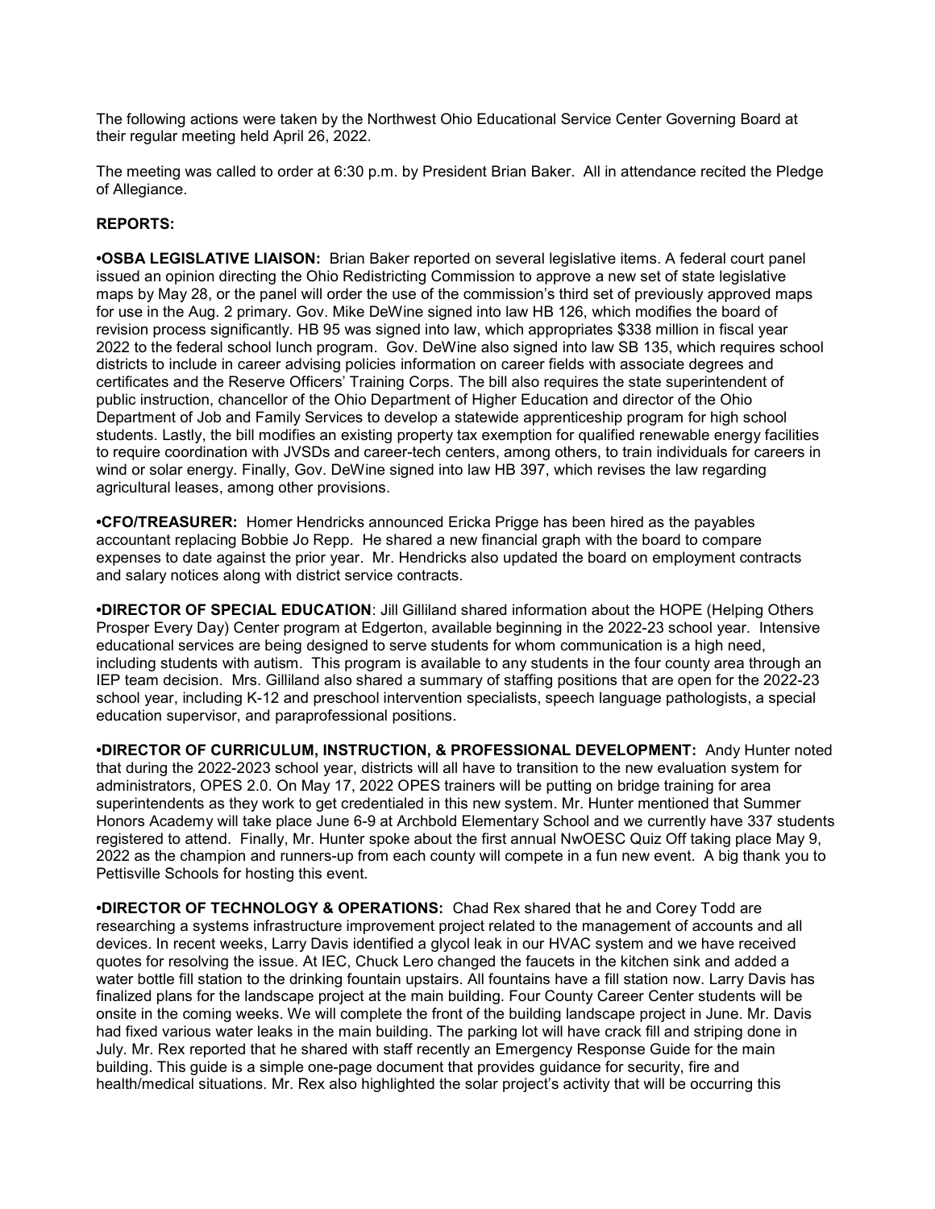The following actions were taken by the Northwest Ohio Educational Service Center Governing Board at their regular meeting held April 26, 2022.

The meeting was called to order at 6:30 p.m. by President Brian Baker. All in attendance recited the Pledge of Allegiance.

**REPORTS:**

**•OSBA LEGISLATIVE LIAISON:** Brian Baker reported on several legislative items. A federal court panel issued an opinion directing the Ohio Redistricting Commission to approve a new set of state legislative maps by May 28, or the panel will order the use of the commission's third set of previously approved maps for use in the Aug. 2 primary. Gov. Mike DeWine signed into law HB 126, which modifies the board of revision process significantly. HB 95 was signed into law, which appropriates $338 million in fiscal year 2022 to the federal school lunch program. Gov. DeWine also signed into law SB 135, which requires school districts to include in career advising policies information on career fields with associate degrees and certificates and the Reserve Officers' Training Corps. The bill also requires the state superintendent of public instruction, chancellor of the Ohio Department of Higher Education and director of the Ohio Department of Job and Family Services to develop a statewide apprenticeship program for high school students. Lastly, the bill modifies an existing property tax exemption for qualified renewable energy facilities to require coordination with JVSDs and career-tech centers, among others, to train individuals for careers in wind or solar energy. Finally, Gov. DeWine signed into law HB 397, which revises the law regarding agricultural leases, among other provisions.

**•CFO/TREASURER:** Homer Hendricks announced Ericka Prigge has been hired as the payables accountant replacing Bobbie Jo Repp. He shared a new financial graph with the board to compare expenses to date against the prior year. Mr. Hendricks also updated the board on employment contracts and salary notices along with district service contracts.

**•DIRECTOR OF SPECIAL EDUCATION**: Jill Gilliland shared information about the HOPE (Helping Others Prosper Every Day) Center program at Edgerton, available beginning in the 2022-23 school year. Intensive educational services are being designed to serve students for whom communication is a high need, including students with autism. This program is available to any students in the four county area through an IEP team decision. Mrs. Gilliland also shared a summary of staffing positions that are open for the 2022-23 school year, including K-12 and preschool intervention specialists, speech language pathologists, a special education supervisor, and paraprofessional positions.

**•DIRECTOR OF CURRICULUM, INSTRUCTION, & PROFESSIONAL DEVELOPMENT:** Andy Hunter noted that during the 2022-2023 school year, districts will all have to transition to the new evaluation system for administrators, OPES 2.0. On May 17, 2022 OPES trainers will be putting on bridge training for area superintendents as they work to get credentialed in this new system. Mr. Hunter mentioned that Summer Honors Academy will take place June 6-9 at Archbold Elementary School and we currently have 337 students registered to attend. Finally, Mr. Hunter spoke about the first annual NwOESC Quiz Off taking place May 9, 2022 as the champion and runners-up from each county will compete in a fun new event. A big thank you to Pettisville Schools for hosting this event.

**•DIRECTOR OF TECHNOLOGY & OPERATIONS:** Chad Rex shared that he and Corey Todd are researching a systems infrastructure improvement project related to the management of accounts and all devices. In recent weeks, Larry Davis identified a glycol leak in our HVAC system and we have received quotes for resolving the issue. At IEC, Chuck Lero changed the faucets in the kitchen sink and added a water bottle fill station to the drinking fountain upstairs. All fountains have a fill station now. Larry Davis has finalized plans for the landscape project at the main building. Four County Career Center students will be onsite in the coming weeks. We will complete the front of the building landscape project in June. Mr. Davis had fixed various water leaks in the main building. The parking lot will have crack fill and striping done in July. Mr. Rex reported that he shared with staff recently an Emergency Response Guide for the main building. This guide is a simple one-page document that provides guidance for security, fire and health/medical situations. Mr. Rex also highlighted the solar project's activity that will be occurring this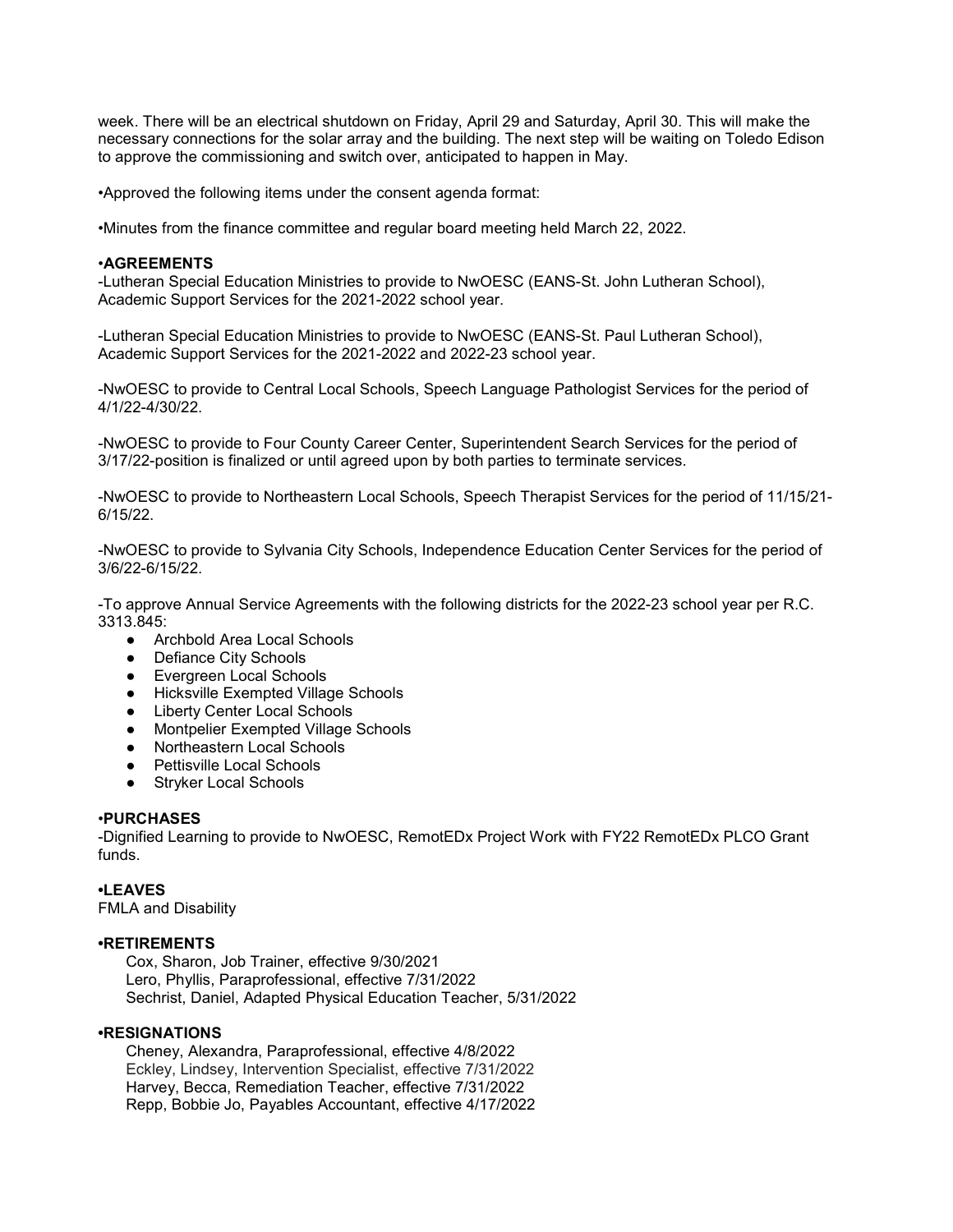week. There will be an electrical shutdown on Friday, April 29 and Saturday, April 30. This will make the necessary connections for the solar array and the building. The next step will be waiting on Toledo Edison to approve the commissioning and switch over, anticipated to happen in May.

•Approved the following items under the consent agenda format:

•Minutes from the finance committee and regular board meeting held March 22, 2022.

**•AGREEMENTS**

-Lutheran Special Education Ministries to provide to NwOESC (EANS-St. John Lutheran School), Academic Support Services for the 2021-2022 school year.

-Lutheran Special Education Ministries to provide to NwOESC (EANS-St. Paul Lutheran School), Academic Support Services for the 2021-2022 and 2022-23 school year.

-NwOESC to provide to Central Local Schools, Speech Language Pathologist Services for the period of 4/1/22-4/30/22.

-NwOESC to provide to Four County Career Center, Superintendent Search Services for the period of 3/17/22-position is finalized or until agreed upon by both parties to terminate services.

-NwOESC to provide to Northeastern Local Schools, Speech Therapist Services for the period of 11/15/21-6/15/22.

-NwOESC to provide to Sylvania City Schools, Independence Education Center Services for the period of 3/6/22-6/15/22.

-To approve Annual Service Agreements with the following districts for the 2022-23 school year per R.C. 3313.845:

- Archbold Area Local Schools
- Defiance City Schools
- Evergreen Local Schools
- Hicksville Exempted Village Schools
- Liberty Center Local Schools
- Montpelier Exempted Village Schools
- Northeastern Local Schools
- Pettisville Local Schools
- Stryker Local Schools

**•PURCHASES**

-Dignified Learning to provide to NwOESC, RemotEDx Project Work with FY22 RemotEDx PLCO Grant funds.

**•LEAVES**

FMLA and Disability

**•RETIREMENTS**

Cox, Sharon, Job Trainer, effective 9/30/2021
Lero, Phyllis, Paraprofessional, effective 7/31/2022
Sechrist, Daniel, Adapted Physical Education Teacher, 5/31/2022

**•RESIGNATIONS**

Cheney, Alexandra, Paraprofessional, effective 4/8/2022
Eckley, Lindsey, Intervention Specialist, effective 7/31/2022
Harvey, Becca, Remediation Teacher, effective 7/31/2022
Repp, Bobbie Jo, Payables Accountant, effective 4/17/2022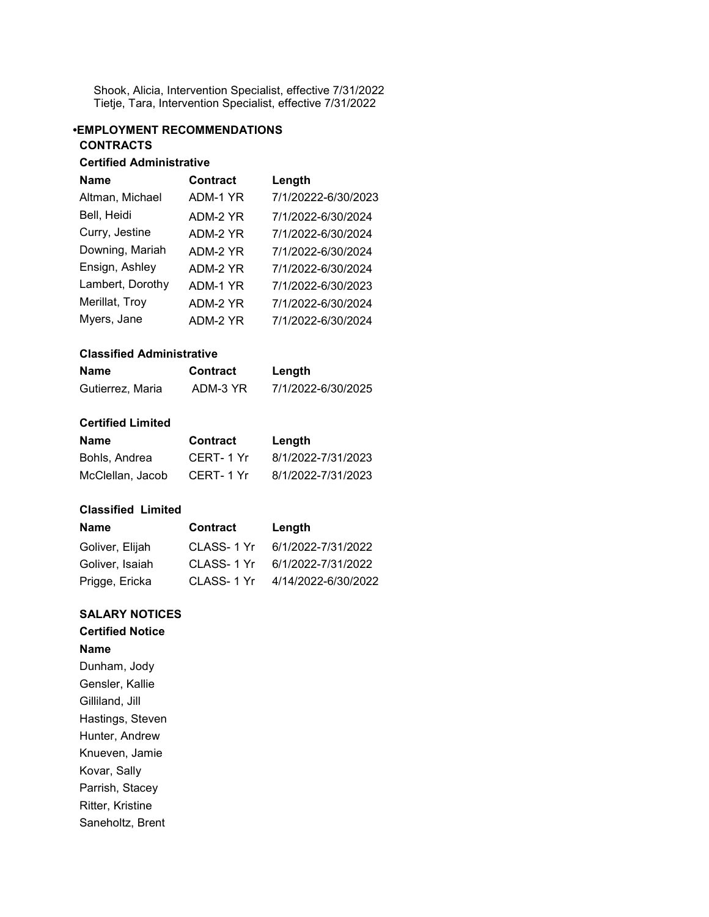Shook, Alicia, Intervention Specialist, effective 7/31/2022
Tietje, Tara, Intervention Specialist, effective 7/31/2022

## •EMPLOYMENT RECOMMENDATIONS

### CONTRACTS

#### Certified Administrative

| Name | Contract | Length |
|---|---|---|
| Altman, Michael | ADM-1 YR | 7/1/20222-6/30/2023 |
| Bell, Heidi | ADM-2 YR | 7/1/2022-6/30/2024 |
| Curry, Jestine | ADM-2 YR | 7/1/2022-6/30/2024 |
| Downing, Mariah | ADM-2 YR | 7/1/2022-6/30/2024 |
| Ensign, Ashley | ADM-2 YR | 7/1/2022-6/30/2024 |
| Lambert, Dorothy | ADM-1 YR | 7/1/2022-6/30/2023 |
| Merillat, Troy | ADM-2 YR | 7/1/2022-6/30/2024 |
| Myers, Jane | ADM-2 YR | 7/1/2022-6/30/2024 |

#### Classified Administrative

| Name | Contract | Length |
|---|---|---|
| Gutierrez, Maria | ADM-3 YR | 7/1/2022-6/30/2025 |

#### Certified Limited

| Name | Contract | Length |
|---|---|---|
| Bohls, Andrea | CERT- 1 Yr | 8/1/2022-7/31/2023 |
| McClellan, Jacob | CERT- 1 Yr | 8/1/2022-7/31/2023 |

#### Classified Limited

| Name | Contract | Length |
|---|---|---|
| Goliver, Elijah | CLASS- 1 Yr | 6/1/2022-7/31/2022 |
| Goliver, Isaiah | CLASS- 1 Yr | 6/1/2022-7/31/2022 |
| Prigge, Ericka | CLASS- 1 Yr | 4/14/2022-6/30/2022 |

### SALARY NOTICES

#### Certified Notice

**Name**

Dunham, Jody
Gensler, Kallie
Gilliland, Jill
Hastings, Steven
Hunter, Andrew
Knueven, Jamie
Kovar, Sally
Parrish, Stacey
Ritter, Kristine
Saneholtz, Brent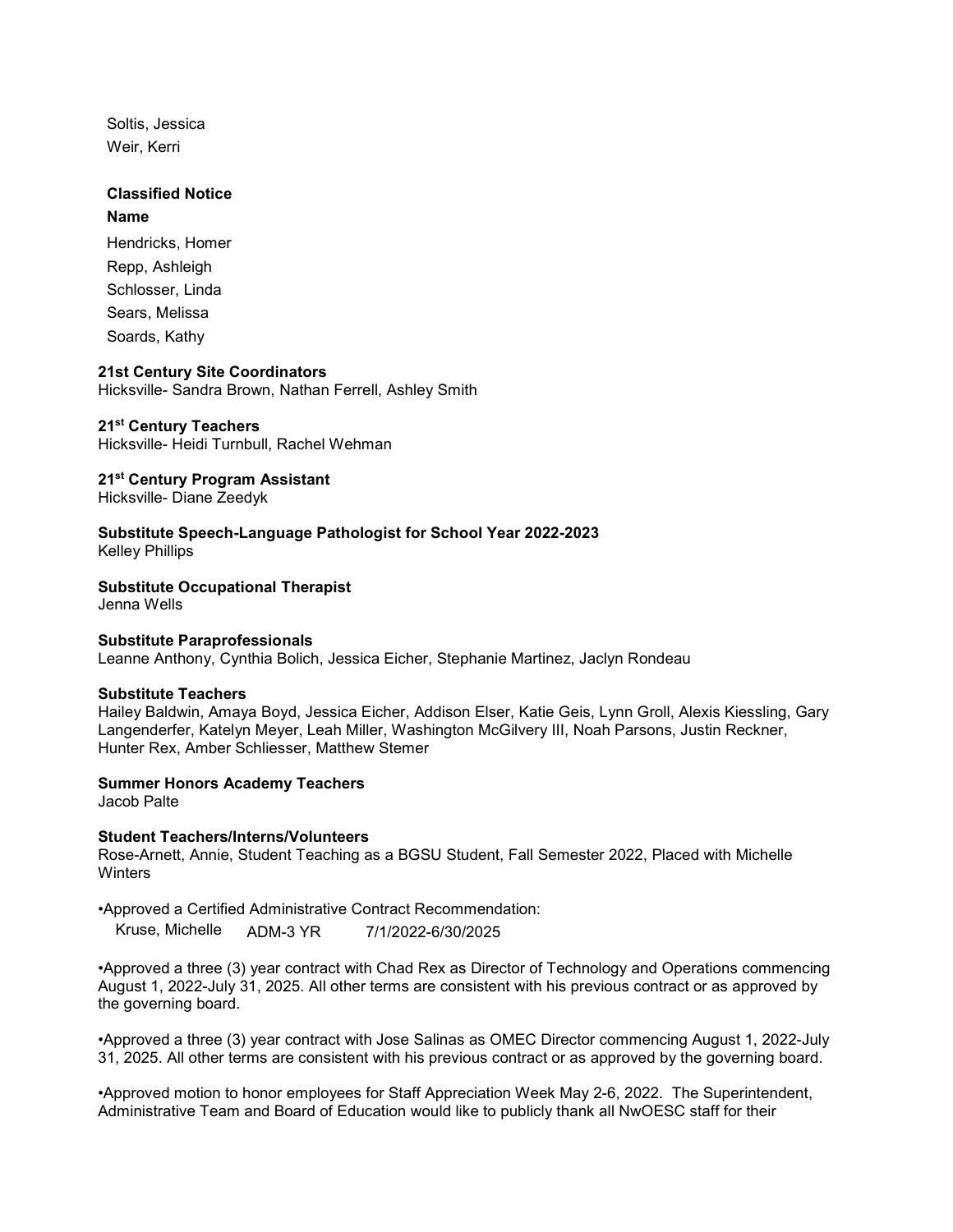Soltis, Jessica
Weir, Kerri

**Classified Notice**

**Name**

Hendricks, Homer
Repp, Ashleigh
Schlosser, Linda
Sears, Melissa
Soards, Kathy

**21st Century Site Coordinators**
Hicksville- Sandra Brown, Nathan Ferrell, Ashley Smith

**21st Century Teachers**
Hicksville- Heidi Turnbull, Rachel Wehman

**21st Century Program Assistant**
Hicksville- Diane Zeedyk

**Substitute Speech-Language Pathologist for School Year 2022-2023**
Kelley Phillips

**Substitute Occupational Therapist**
Jenna Wells

**Substitute Paraprofessionals**
Leanne Anthony, Cynthia Bolich, Jessica Eicher, Stephanie Martinez, Jaclyn Rondeau

**Substitute Teachers**
Hailey Baldwin, Amaya Boyd, Jessica Eicher, Addison Elser, Katie Geis, Lynn Groll, Alexis Kiessling, Gary Langenderfer, Katelyn Meyer, Leah Miller, Washington McGilvery III, Noah Parsons, Justin Reckner, Hunter Rex, Amber Schliesser, Matthew Stemer

**Summer Honors Academy Teachers**
Jacob Palte

**Student Teachers/Interns/Volunteers**
Rose-Arnett, Annie, Student Teaching as a BGSU Student, Fall Semester 2022, Placed with Michelle Winters

•Approved a Certified Administrative Contract Recommendation:

| Kruse, Michelle | ADM-3 YR | 7/1/2022-6/30/2025 |
|---|---|---|

•Approved a three (3) year contract with Chad Rex as Director of Technology and Operations commencing August 1, 2022-July 31, 2025. All other terms are consistent with his previous contract or as approved by the governing board.

•Approved a three (3) year contract with Jose Salinas as OMEC Director commencing August 1, 2022-July 31, 2025. All other terms are consistent with his previous contract or as approved by the governing board.

•Approved motion to honor employees for Staff Appreciation Week May 2-6, 2022. The Superintendent, Administrative Team and Board of Education would like to publicly thank all NwOESC staff for their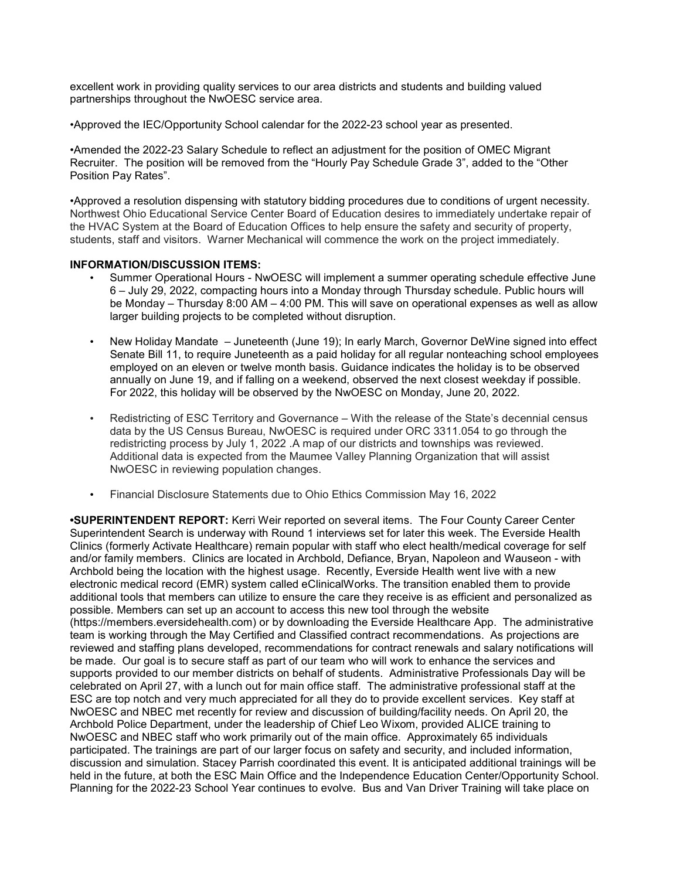excellent work in providing quality services to our area districts and students and building valued partnerships throughout the NwOESC service area.

•Approved the IEC/Opportunity School calendar for the 2022-23 school year as presented.

•Amended the 2022-23 Salary Schedule to reflect an adjustment for the position of OMEC Migrant Recruiter. The position will be removed from the "Hourly Pay Schedule Grade 3", added to the "Other Position Pay Rates".

•Approved a resolution dispensing with statutory bidding procedures due to conditions of urgent necessity. Northwest Ohio Educational Service Center Board of Education desires to immediately undertake repair of the HVAC System at the Board of Education Offices to help ensure the safety and security of property, students, staff and visitors. Warner Mechanical will commence the work on the project immediately.

**INFORMATION/DISCUSSION ITEMS:**

- Summer Operational Hours - NwOESC will implement a summer operating schedule effective June 6 – July 29, 2022, compacting hours into a Monday through Thursday schedule. Public hours will be Monday – Thursday 8:00 AM – 4:00 PM. This will save on operational expenses as well as allow larger building projects to be completed without disruption.

- New Holiday Mandate – Juneteenth (June 19); In early March, Governor DeWine signed into effect Senate Bill 11, to require Juneteenth as a paid holiday for all regular nonteaching school employees employed on an eleven or twelve month basis. Guidance indicates the holiday is to be observed annually on June 19, and if falling on a weekend, observed the next closest weekday if possible. For 2022, this holiday will be observed by the NwOESC on Monday, June 20, 2022.

- Redistricting of ESC Territory and Governance – With the release of the State's decennial census data by the US Census Bureau, NwOESC is required under ORC 3311.054 to go through the redistricting process by July 1, 2022 .A map of our districts and townships was reviewed. Additional data is expected from the Maumee Valley Planning Organization that will assist NwOESC in reviewing population changes.

- Financial Disclosure Statements due to Ohio Ethics Commission May 16, 2022

**•SUPERINTENDENT REPORT:** Kerri Weir reported on several items. The Four County Career Center Superintendent Search is underway with Round 1 interviews set for later this week. The Everside Health Clinics (formerly Activate Healthcare) remain popular with staff who elect health/medical coverage for self and/or family members. Clinics are located in Archbold, Defiance, Bryan, Napoleon and Wauseon - with Archbold being the location with the highest usage. Recently, Everside Health went live with a new electronic medical record (EMR) system called eClinicalWorks. The transition enabled them to provide additional tools that members can utilize to ensure the care they receive is as efficient and personalized as possible. Members can set up an account to access this new tool through the website (https://members.eversidehealth.com) or by downloading the Everside Healthcare App. The administrative team is working through the May Certified and Classified contract recommendations. As projections are reviewed and staffing plans developed, recommendations for contract renewals and salary notifications will be made. Our goal is to secure staff as part of our team who will work to enhance the services and supports provided to our member districts on behalf of students. Administrative Professionals Day will be celebrated on April 27, with a lunch out for main office staff. The administrative professional staff at the ESC are top notch and very much appreciated for all they do to provide excellent services. Key staff at NwOESC and NBEC met recently for review and discussion of building/facility needs. On April 20, the Archbold Police Department, under the leadership of Chief Leo Wixom, provided ALICE training to NwOESC and NBEC staff who work primarily out of the main office. Approximately 65 individuals participated. The trainings are part of our larger focus on safety and security, and included information, discussion and simulation. Stacey Parrish coordinated this event. It is anticipated additional trainings will be held in the future, at both the ESC Main Office and the Independence Education Center/Opportunity School. Planning for the 2022-23 School Year continues to evolve. Bus and Van Driver Training will take place on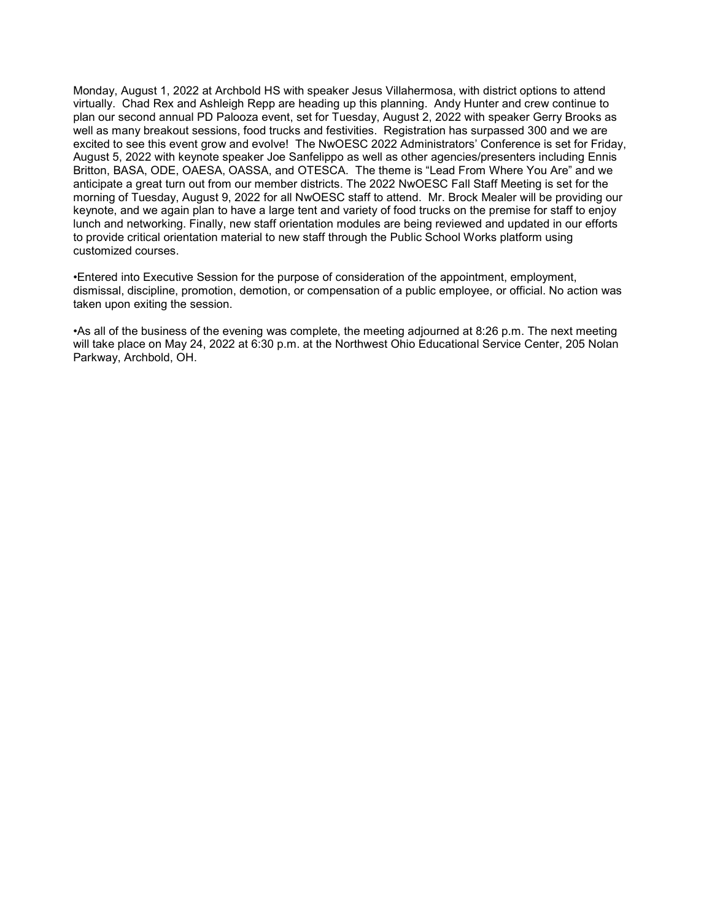Monday, August 1, 2022 at Archbold HS with speaker Jesus Villahermosa, with district options to attend virtually. Chad Rex and Ashleigh Repp are heading up this planning. Andy Hunter and crew continue to plan our second annual PD Palooza event, set for Tuesday, August 2, 2022 with speaker Gerry Brooks as well as many breakout sessions, food trucks and festivities. Registration has surpassed 300 and we are excited to see this event grow and evolve! The NwOESC 2022 Administrators' Conference is set for Friday, August 5, 2022 with keynote speaker Joe Sanfelippo as well as other agencies/presenters including Ennis Britton, BASA, ODE, OAESA, OASSA, and OTESCA. The theme is "Lead From Where You Are" and we anticipate a great turn out from our member districts. The 2022 NwOESC Fall Staff Meeting is set for the morning of Tuesday, August 9, 2022 for all NwOESC staff to attend. Mr. Brock Mealer will be providing our keynote, and we again plan to have a large tent and variety of food trucks on the premise for staff to enjoy lunch and networking. Finally, new staff orientation modules are being reviewed and updated in our efforts to provide critical orientation material to new staff through the Public School Works platform using customized courses.

•Entered into Executive Session for the purpose of consideration of the appointment, employment, dismissal, discipline, promotion, demotion, or compensation of a public employee, or official. No action was taken upon exiting the session.

•As all of the business of the evening was complete, the meeting adjourned at 8:26 p.m. The next meeting will take place on May 24, 2022 at 6:30 p.m. at the Northwest Ohio Educational Service Center, 205 Nolan Parkway, Archbold, OH.